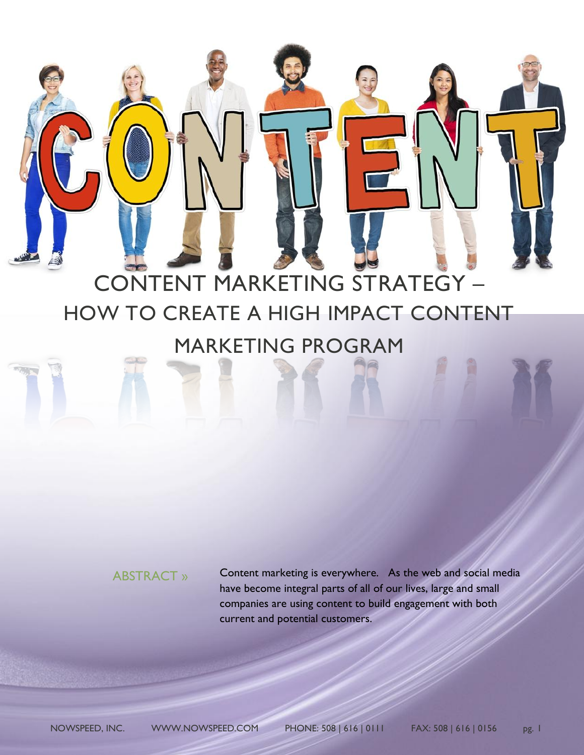# CONTENT MARKETING STRATEGY – HOW TO CREATE A HIGH IMPACT CONTENT MARKETING PROGRAM

ABSTRACT »

Content marketing is everywhere. As the web and social media have become integral parts of all of our lives, large and small companies are using content to build engagement with both current and potential customers.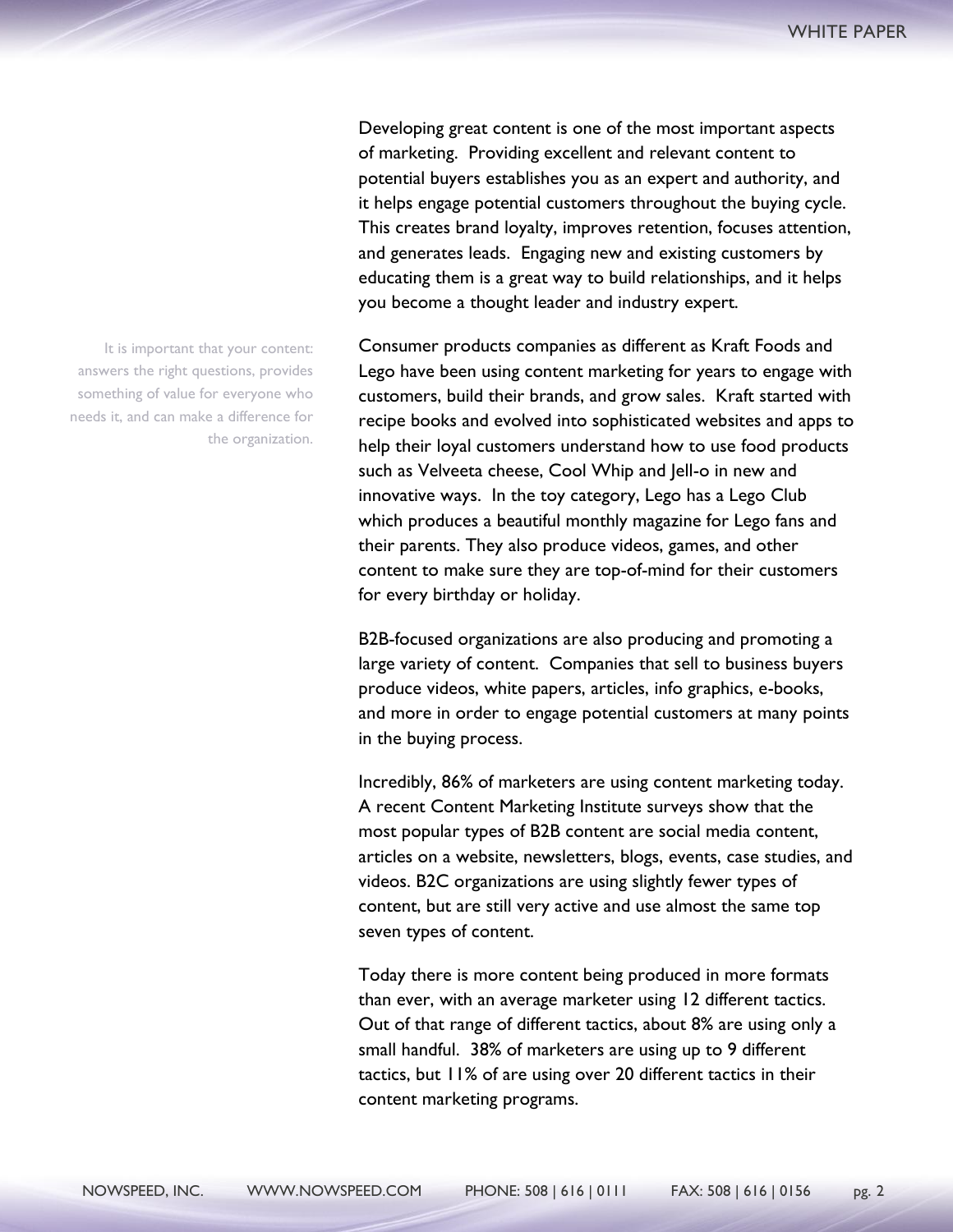Developing great content is one of the most important aspects of marketing. Providing excellent and relevant content to potential buyers establishes you as an expert and authority, and it helps engage potential customers throughout the buying cycle. This creates brand loyalty, improves retention, focuses attention, and generates leads. Engaging new and existing customers by educating them is a great way to build relationships, and it helps you become a thought leader and industry expert.

> It is important that your content: answers the right questions, provides something of value for everyone who needs it, and can make a difference for the organization.

Consumer products companies as different as Kraft Foods and Lego have been using content marketing for years to engage with customers, build their brands, and grow sales. Kraft started with recipe books and evolved into sophisticated websites and apps to help their loyal customers understand how to use food products such as Velveeta cheese, Cool Whip and Jell-o in new and innovative ways. In the toy category, Lego has a Lego Club which produces a beautiful monthly magazine for Lego fans and their parents. They also produce videos, games, and other content to make sure they are top-of-mind for their customers for every birthday or holiday.

B2B-focused organizations are also producing and promoting a large variety of content. Companies that sell to business buyers produce videos, white papers, articles, info graphics, e-books, and more in order to engage potential customers at many points in the buying process.

Incredibly, 86% of marketers are using content marketing today. A recent Content Marketing Institute surveys show that the most popular types of B2B content are social media content, articles on a website, newsletters, blogs, events, case studies, and videos. B2C organizations are using slightly fewer types of content, but are still very active and use almost the same top seven types of content.

Today there is more content being produced in more formats than ever, with an average marketer using 12 different tactics. Out of that range of different tactics, about 8% are using only a small handful. 38% of marketers are using up to 9 different tactics, but 11% of are using over 20 different tactics in their content marketing programs.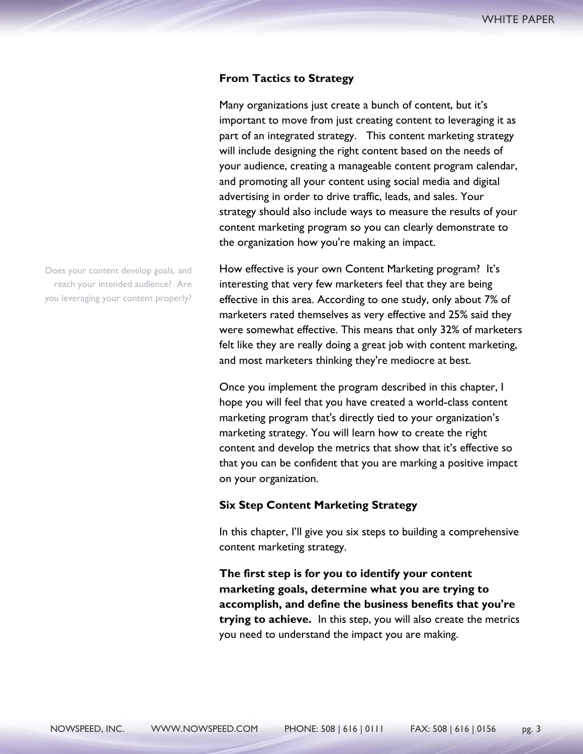## From Tactics to Strategy

Many organizations just create a bunch of content, but it's important to move from just creating content to leveraging it as part of an integrated strategy. This content marketing strategy will include designing the right content based on the needs of your audience, creating a manageable content program calendar, and promoting all your content using social media and digital advertising in order to drive traffic, leads, and sales. Your strategy should also include ways to measure the results of your content marketing program so you can clearly demonstrate to the organization how you're making an impact.

Does your content develop goals, and reach your intended audience? Are you leveraging your content properly?

How effective is your own Content Marketing program? It's interesting that very few marketers feel that they are being effective in this area. According to one study, only about 7% of marketers rated themselves as very effective and 25% said they were somewhat effective. This means that only 32% of marketers felt like they are really doing a great job with content marketing, and most marketers thinking they're mediocre at best.

Once you implement the program described in this chapter, I hope you will feel that you have created a world-class content marketing program that's directly tied to your organization's marketing strategy. You will learn how to create the right content and develop the metrics that show that it's effective so that you can be confident that you are marking a positive impact on your organization.

## Six Step Content Marketing Strategy

In this chapter, I'll give you six steps to building a comprehensive content marketing strategy.

**The first step is for you to identify your content marketing goals, determine what you are trying to accomplish, and define the business benefits that you're trying to achieve.** In this step, you will also create the metrics you need to understand the impact you are making.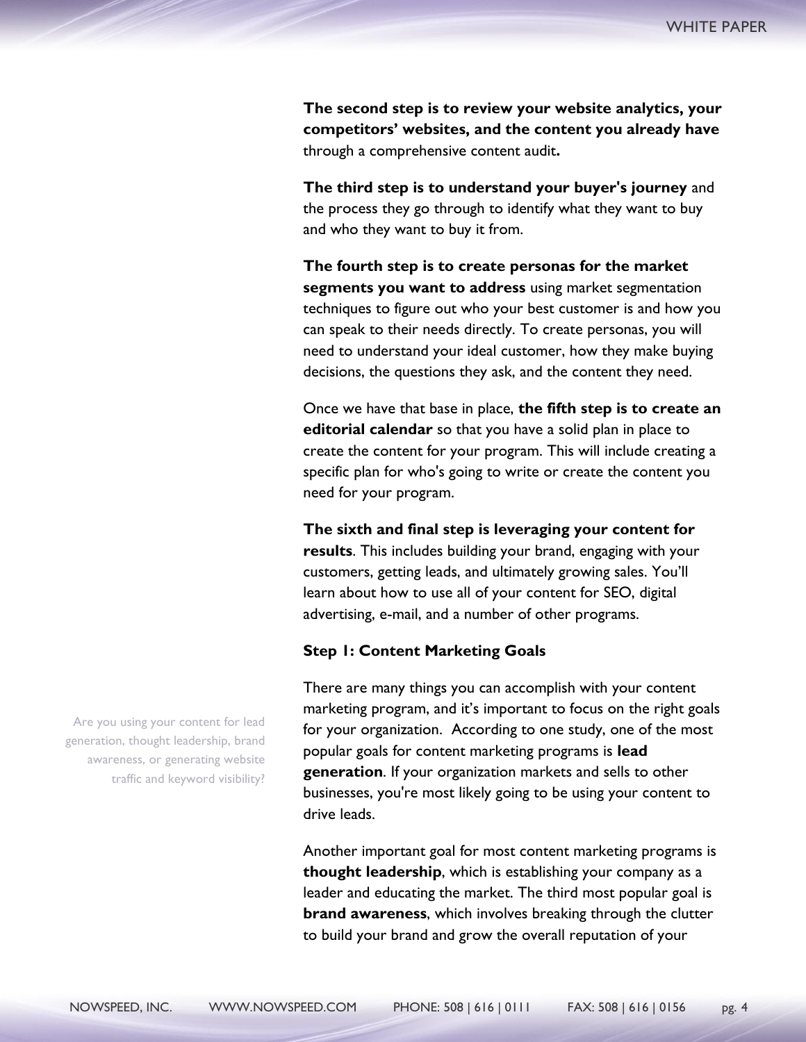**The second step is to review your website analytics, your competitors' websites, and the content you already have** through a comprehensive content audit**.**

**The third step is to understand your buyer's journey** and the process they go through to identify what they want to buy and who they want to buy it from.

**The fourth step is to create personas for the market segments you want to address** using market segmentation techniques to figure out who your best customer is and how you can speak to their needs directly. To create personas, you will need to understand your ideal customer, how they make buying decisions, the questions they ask, and the content they need.

Once we have that base in place, **the fifth step is to create an editorial calendar** so that you have a solid plan in place to create the content for your program. This will include creating a specific plan for who's going to write or create the content you need for your program.

**The sixth and final step is leveraging your content for results**. This includes building your brand, engaging with your customers, getting leads, and ultimately growing sales. You'll learn about how to use all of your content for SEO, digital advertising, e-mail, and a number of other programs.

### Step 1: Content Marketing Goals

Are you using your content for lead generation, thought leadership, brand awareness, or generating website traffic and keyword visibility?

There are many things you can accomplish with your content marketing program, and it's important to focus on the right goals for your organization. According to one study, one of the most popular goals for content marketing programs is **lead generation**. If your organization markets and sells to other businesses, you're most likely going to be using your content to drive leads.

Another important goal for most content marketing programs is **thought leadership**, which is establishing your company as a leader and educating the market. The third most popular goal is **brand awareness**, which involves breaking through the clutter to build your brand and grow the overall reputation of your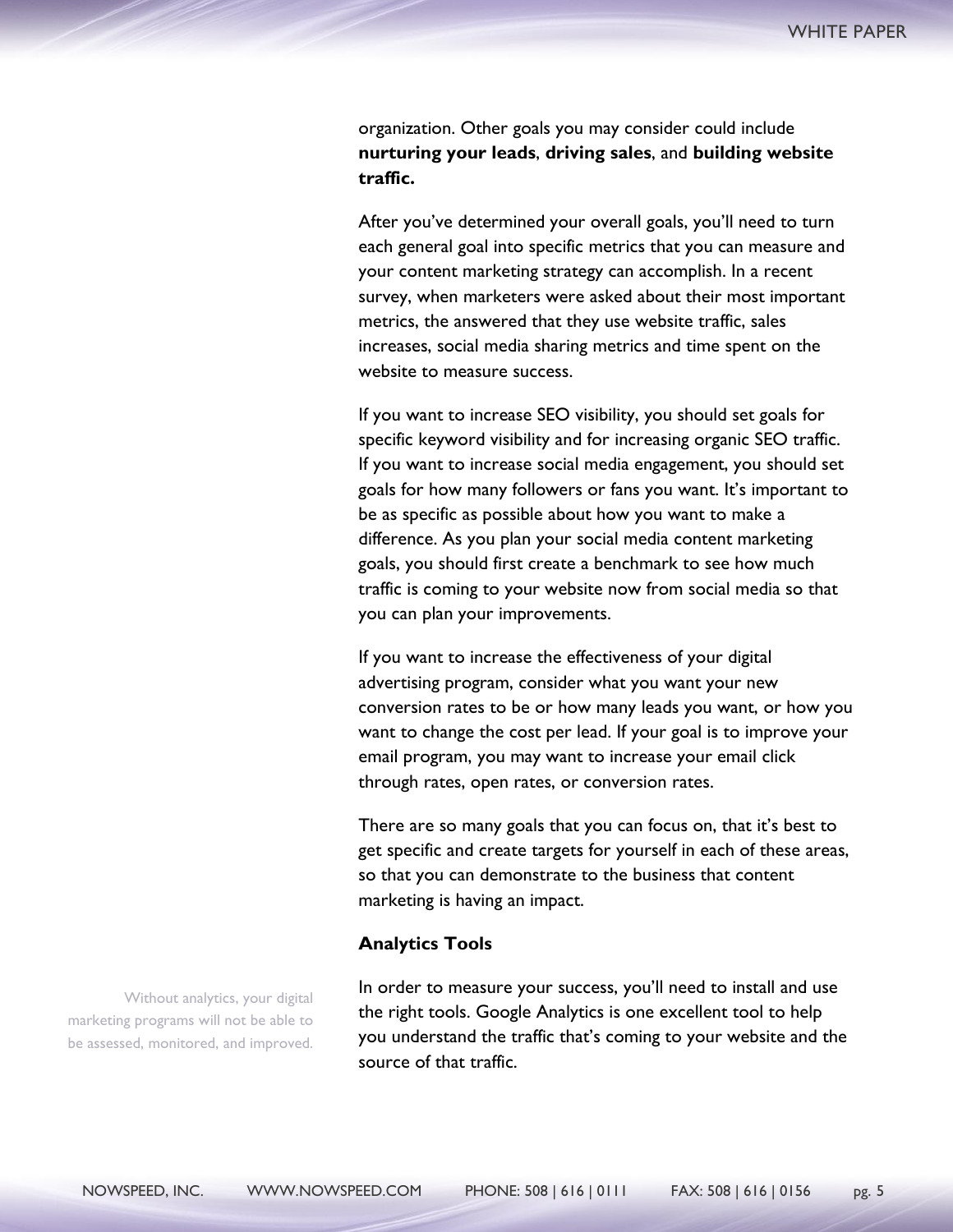organization. Other goals you may consider could include **nurturing your leads**, **driving sales**, and **building website traffic.**

After you've determined your overall goals, you'll need to turn each general goal into specific metrics that you can measure and your content marketing strategy can accomplish. In a recent survey, when marketers were asked about their most important metrics, the answered that they use website traffic, sales increases, social media sharing metrics and time spent on the website to measure success.

If you want to increase SEO visibility, you should set goals for specific keyword visibility and for increasing organic SEO traffic. If you want to increase social media engagement, you should set goals for how many followers or fans you want. It's important to be as specific as possible about how you want to make a difference. As you plan your social media content marketing goals, you should first create a benchmark to see how much traffic is coming to your website now from social media so that you can plan your improvements.

If you want to increase the effectiveness of your digital advertising program, consider what you want your new conversion rates to be or how many leads you want, or how you want to change the cost per lead. If your goal is to improve your email program, you may want to increase your email click through rates, open rates, or conversion rates.

There are so many goals that you can focus on, that it's best to get specific and create targets for yourself in each of these areas, so that you can demonstrate to the business that content marketing is having an impact.

### Analytics Tools

Without analytics, your digital marketing programs will not be able to be assessed, monitored, and improved.

In order to measure your success, you'll need to install and use the right tools. Google Analytics is one excellent tool to help you understand the traffic that's coming to your website and the source of that traffic.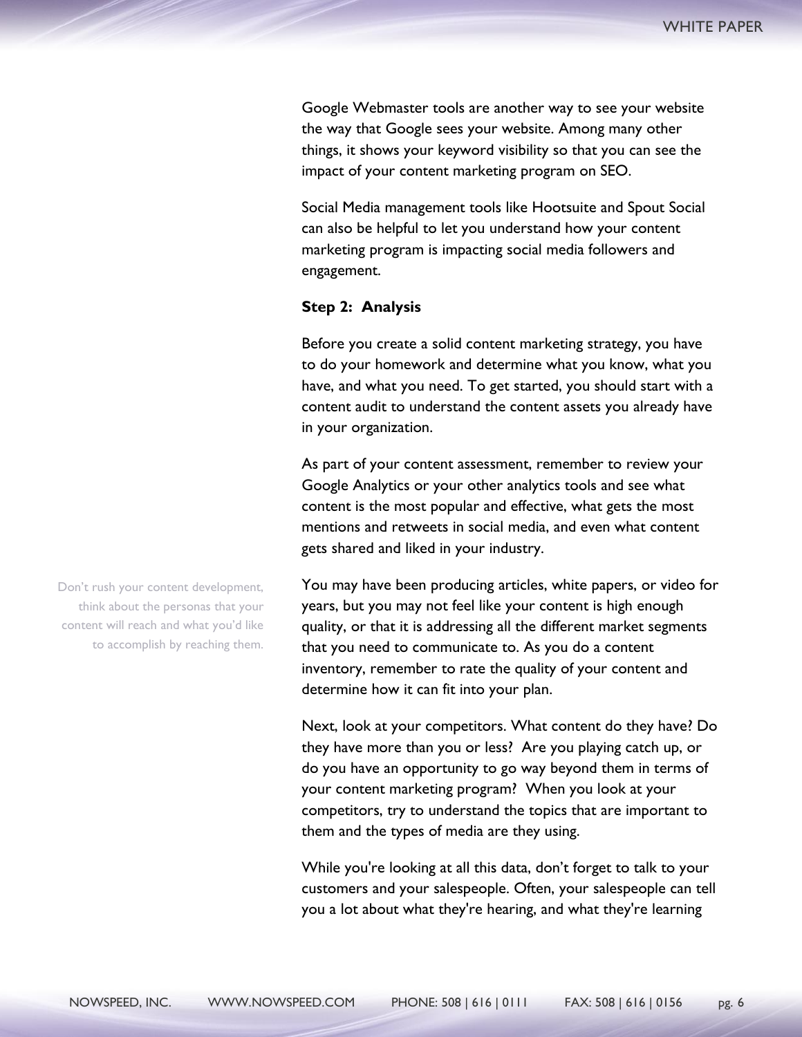Google Webmaster tools are another way to see your website the way that Google sees your website. Among many other things, it shows your keyword visibility so that you can see the impact of your content marketing program on SEO.

Social Media management tools like Hootsuite and Spout Social can also be helpful to let you understand how your content marketing program is impacting social media followers and engagement.

**Step 2: Analysis**

Before you create a solid content marketing strategy, you have to do your homework and determine what you know, what you have, and what you need. To get started, you should start with a content audit to understand the content assets you already have in your organization.

As part of your content assessment, remember to review your Google Analytics or your other analytics tools and see what content is the most popular and effective, what gets the most mentions and retweets in social media, and even what content gets shared and liked in your industry.

> Don't rush your content development, think about the personas that your content will reach and what you'd like to accomplish by reaching them.

You may have been producing articles, white papers, or video for years, but you may not feel like your content is high enough quality, or that it is addressing all the different market segments that you need to communicate to. As you do a content inventory, remember to rate the quality of your content and determine how it can fit into your plan.

Next, look at your competitors. What content do they have? Do they have more than you or less? Are you playing catch up, or do you have an opportunity to go way beyond them in terms of your content marketing program? When you look at your competitors, try to understand the topics that are important to them and the types of media are they using.

While you're looking at all this data, don't forget to talk to your customers and your salespeople. Often, your salespeople can tell you a lot about what they're hearing, and what they're learning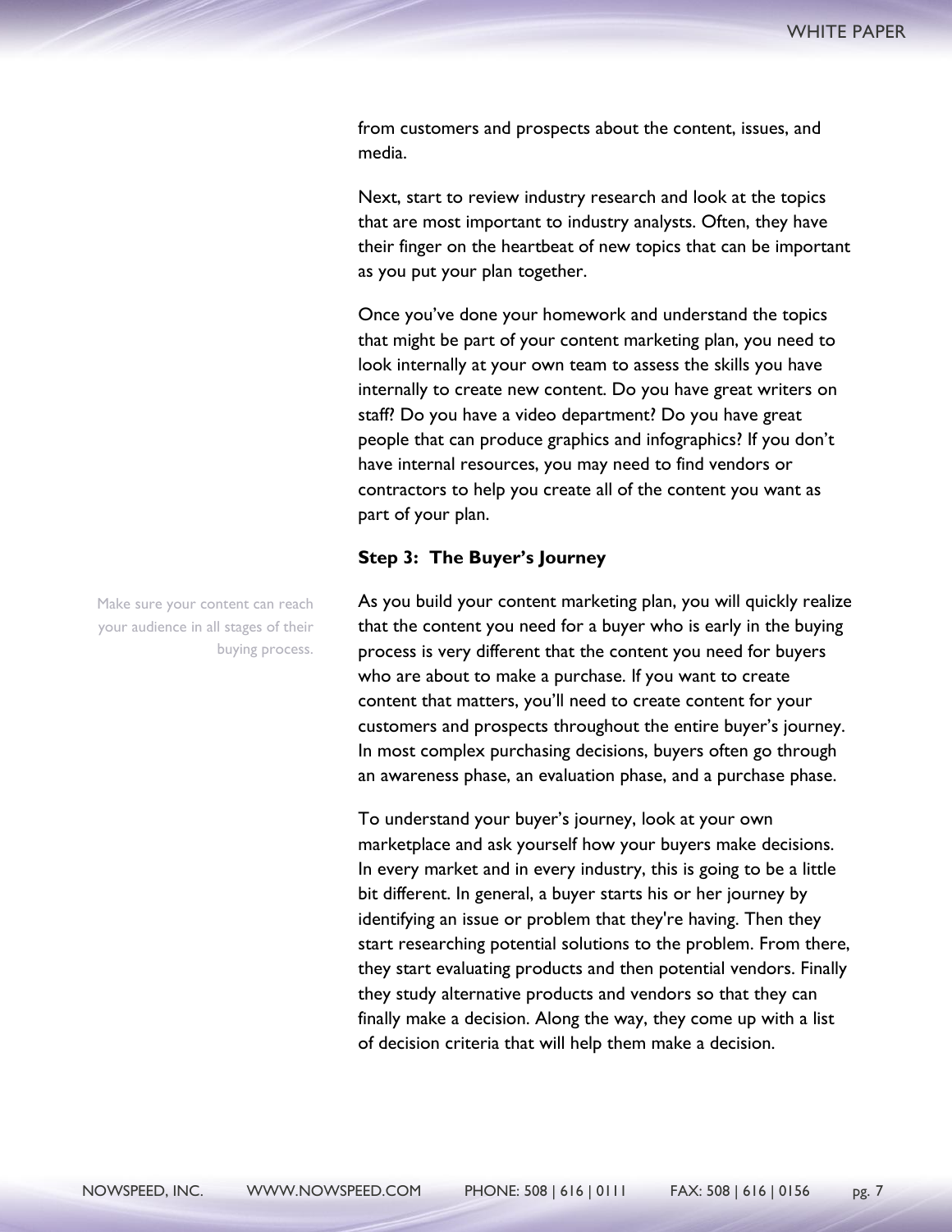from customers and prospects about the content, issues, and media.

Next, start to review industry research and look at the topics that are most important to industry analysts. Often, they have their finger on the heartbeat of new topics that can be important as you put your plan together.

Once you've done your homework and understand the topics that might be part of your content marketing plan, you need to look internally at your own team to assess the skills you have internally to create new content. Do you have great writers on staff? Do you have a video department? Do you have great people that can produce graphics and infographics? If you don't have internal resources, you may need to find vendors or contractors to help you create all of the content you want as part of your plan.

**Step 3: The Buyer's Journey**

Make sure your content can reach your audience in all stages of their buying process.

As you build your content marketing plan, you will quickly realize that the content you need for a buyer who is early in the buying process is very different that the content you need for buyers who are about to make a purchase. If you want to create content that matters, you'll need to create content for your customers and prospects throughout the entire buyer's journey. In most complex purchasing decisions, buyers often go through an awareness phase, an evaluation phase, and a purchase phase.

To understand your buyer's journey, look at your own marketplace and ask yourself how your buyers make decisions. In every market and in every industry, this is going to be a little bit different. In general, a buyer starts his or her journey by identifying an issue or problem that they're having. Then they start researching potential solutions to the problem. From there, they start evaluating products and then potential vendors. Finally they study alternative products and vendors so that they can finally make a decision. Along the way, they come up with a list of decision criteria that will help them make a decision.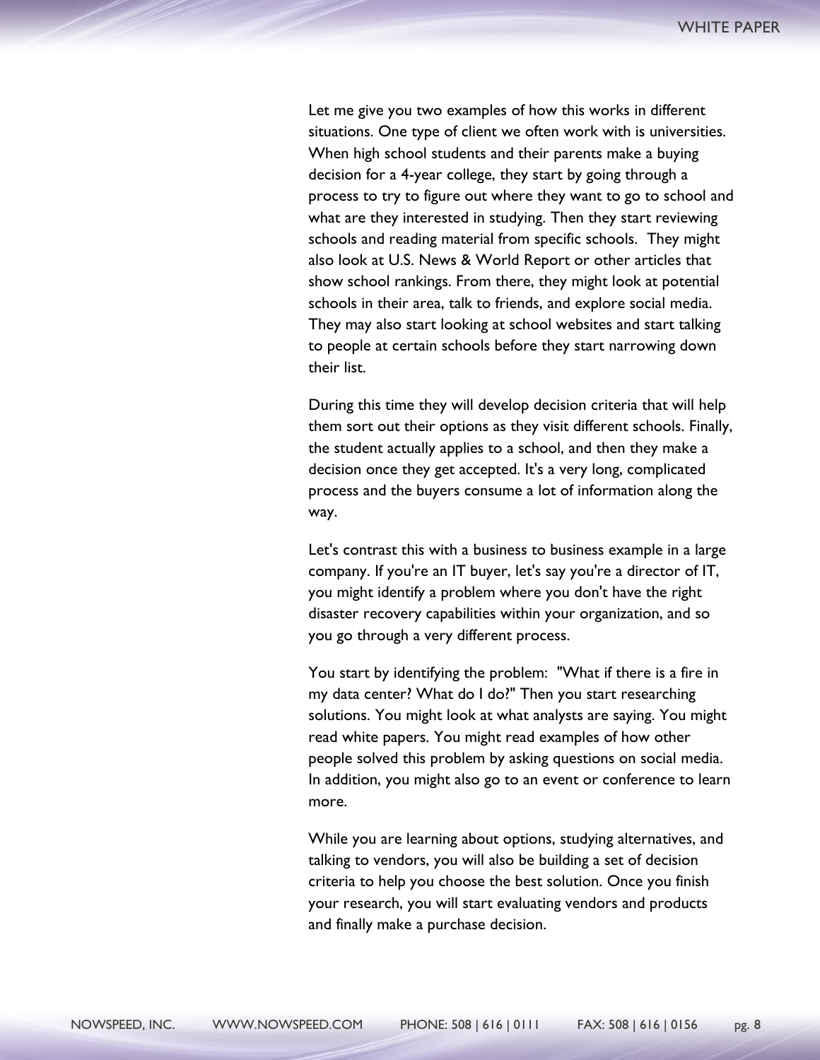Let me give you two examples of how this works in different situations. One type of client we often work with is universities. When high school students and their parents make a buying decision for a 4-year college, they start by going through a process to try to figure out where they want to go to school and what are they interested in studying. Then they start reviewing schools and reading material from specific schools. They might also look at U.S. News & World Report or other articles that show school rankings. From there, they might look at potential schools in their area, talk to friends, and explore social media. They may also start looking at school websites and start talking to people at certain schools before they start narrowing down their list.

During this time they will develop decision criteria that will help them sort out their options as they visit different schools. Finally, the student actually applies to a school, and then they make a decision once they get accepted. It's a very long, complicated process and the buyers consume a lot of information along the way.

Let's contrast this with a business to business example in a large company. If you're an IT buyer, let's say you're a director of IT, you might identify a problem where you don't have the right disaster recovery capabilities within your organization, and so you go through a very different process.

You start by identifying the problem: "What if there is a fire in my data center? What do I do?" Then you start researching solutions. You might look at what analysts are saying. You might read white papers. You might read examples of how other people solved this problem by asking questions on social media. In addition, you might also go to an event or conference to learn more.

While you are learning about options, studying alternatives, and talking to vendors, you will also be building a set of decision criteria to help you choose the best solution. Once you finish your research, you will start evaluating vendors and products and finally make a purchase decision.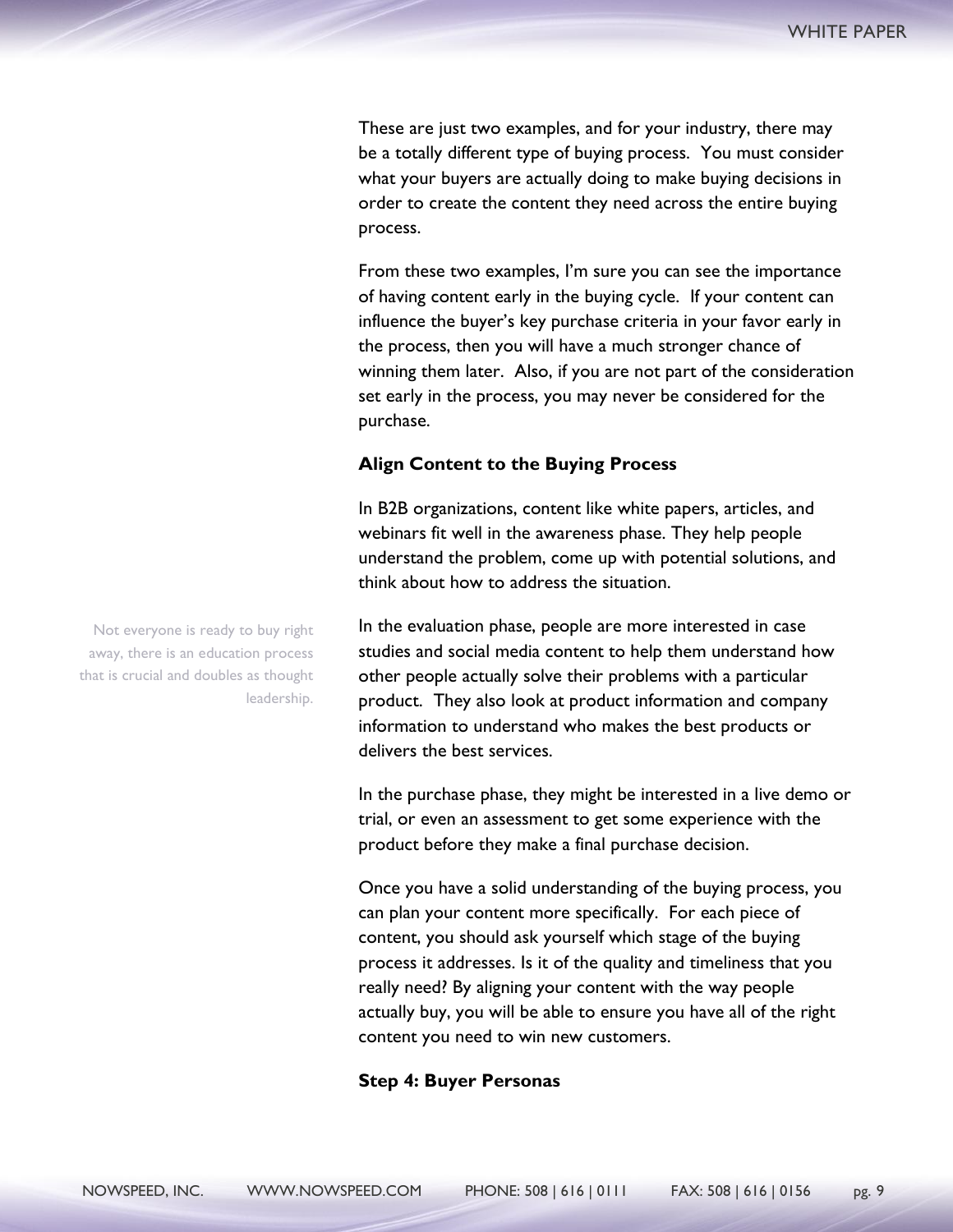These are just two examples, and for your industry, there may be a totally different type of buying process. You must consider what your buyers are actually doing to make buying decisions in order to create the content they need across the entire buying process.

From these two examples, I'm sure you can see the importance of having content early in the buying cycle. If your content can influence the buyer's key purchase criteria in your favor early in the process, then you will have a much stronger chance of winning them later. Also, if you are not part of the consideration set early in the process, you may never be considered for the purchase.

**Align Content to the Buying Process**

In B2B organizations, content like white papers, articles, and webinars fit well in the awareness phase. They help people understand the problem, come up with potential solutions, and think about how to address the situation.

Not everyone is ready to buy right away, there is an education process that is crucial and doubles as thought leadership.

In the evaluation phase, people are more interested in case studies and social media content to help them understand how other people actually solve their problems with a particular product. They also look at product information and company information to understand who makes the best products or delivers the best services.

In the purchase phase, they might be interested in a live demo or trial, or even an assessment to get some experience with the product before they make a final purchase decision.

Once you have a solid understanding of the buying process, you can plan your content more specifically. For each piece of content, you should ask yourself which stage of the buying process it addresses. Is it of the quality and timeliness that you really need? By aligning your content with the way people actually buy, you will be able to ensure you have all of the right content you need to win new customers.

**Step 4: Buyer Personas**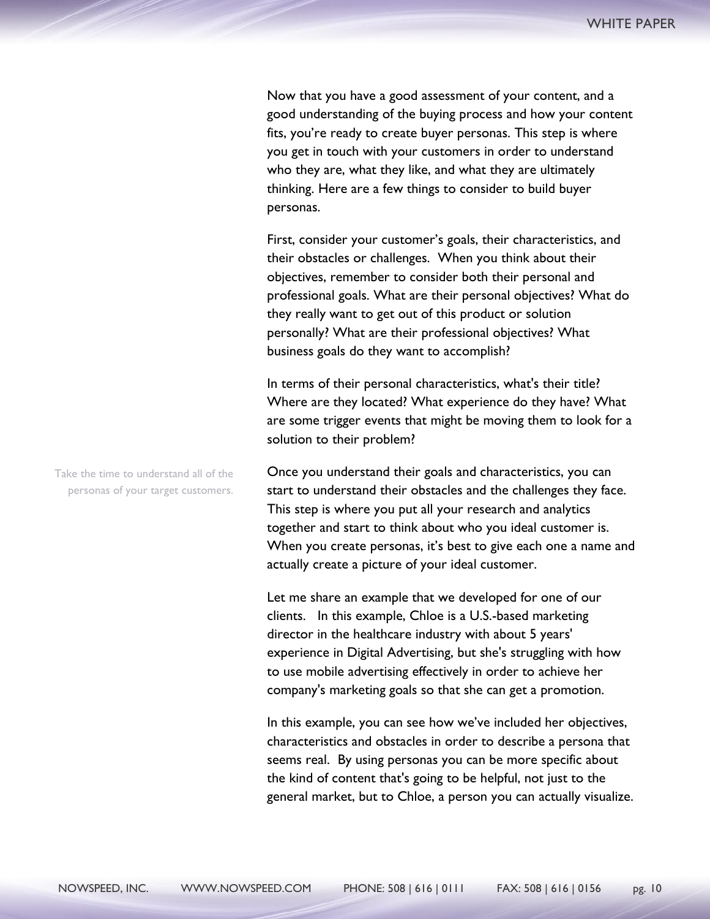Now that you have a good assessment of your content, and a good understanding of the buying process and how your content fits, you're ready to create buyer personas. This step is where you get in touch with your customers in order to understand who they are, what they like, and what they are ultimately thinking. Here are a few things to consider to build buyer personas.

First, consider your customer's goals, their characteristics, and their obstacles or challenges. When you think about their objectives, remember to consider both their personal and professional goals. What are their personal objectives? What do they really want to get out of this product or solution personally? What are their professional objectives? What business goals do they want to accomplish?

In terms of their personal characteristics, what's their title? Where are they located? What experience do they have? What are some trigger events that might be moving them to look for a solution to their problem?

*Take the time to understand all of the personas of your target customers.*

Once you understand their goals and characteristics, you can start to understand their obstacles and the challenges they face. This step is where you put all your research and analytics together and start to think about who you ideal customer is. When you create personas, it's best to give each one a name and actually create a picture of your ideal customer.

Let me share an example that we developed for one of our clients. In this example, Chloe is a U.S.-based marketing director in the healthcare industry with about 5 years' experience in Digital Advertising, but she's struggling with how to use mobile advertising effectively in order to achieve her company's marketing goals so that she can get a promotion.

In this example, you can see how we've included her objectives, characteristics and obstacles in order to describe a persona that seems real. By using personas you can be more specific about the kind of content that's going to be helpful, not just to the general market, but to Chloe, a person you can actually visualize.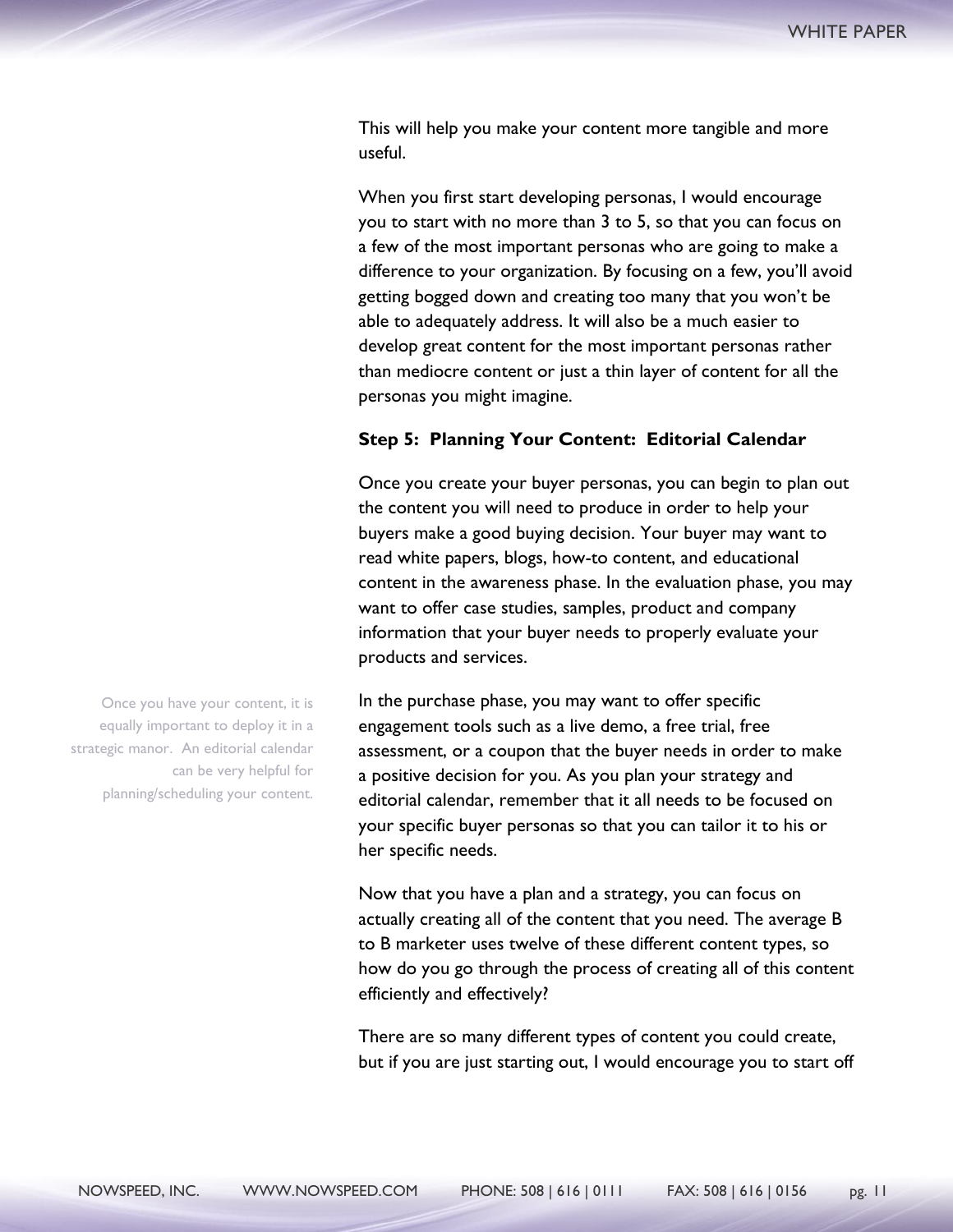This will help you make your content more tangible and more useful.

When you first start developing personas, I would encourage you to start with no more than 3 to 5, so that you can focus on a few of the most important personas who are going to make a difference to your organization. By focusing on a few, you'll avoid getting bogged down and creating too many that you won't be able to adequately address. It will also be a much easier to develop great content for the most important personas rather than mediocre content or just a thin layer of content for all the personas you might imagine.

**Step 5: Planning Your Content: Editorial Calendar**

Once you create your buyer personas, you can begin to plan out the content you will need to produce in order to help your buyers make a good buying decision. Your buyer may want to read white papers, blogs, how-to content, and educational content in the awareness phase. In the evaluation phase, you may want to offer case studies, samples, product and company information that your buyer needs to properly evaluate your products and services.

> Once you have your content, it is equally important to deploy it in a strategic manor. An editorial calendar can be very helpful for planning/scheduling your content.

In the purchase phase, you may want to offer specific engagement tools such as a live demo, a free trial, free assessment, or a coupon that the buyer needs in order to make a positive decision for you. As you plan your strategy and editorial calendar, remember that it all needs to be focused on your specific buyer personas so that you can tailor it to his or her specific needs.

Now that you have a plan and a strategy, you can focus on actually creating all of the content that you need. The average B to B marketer uses twelve of these different content types, so how do you go through the process of creating all of this content efficiently and effectively?

There are so many different types of content you could create, but if you are just starting out, I would encourage you to start off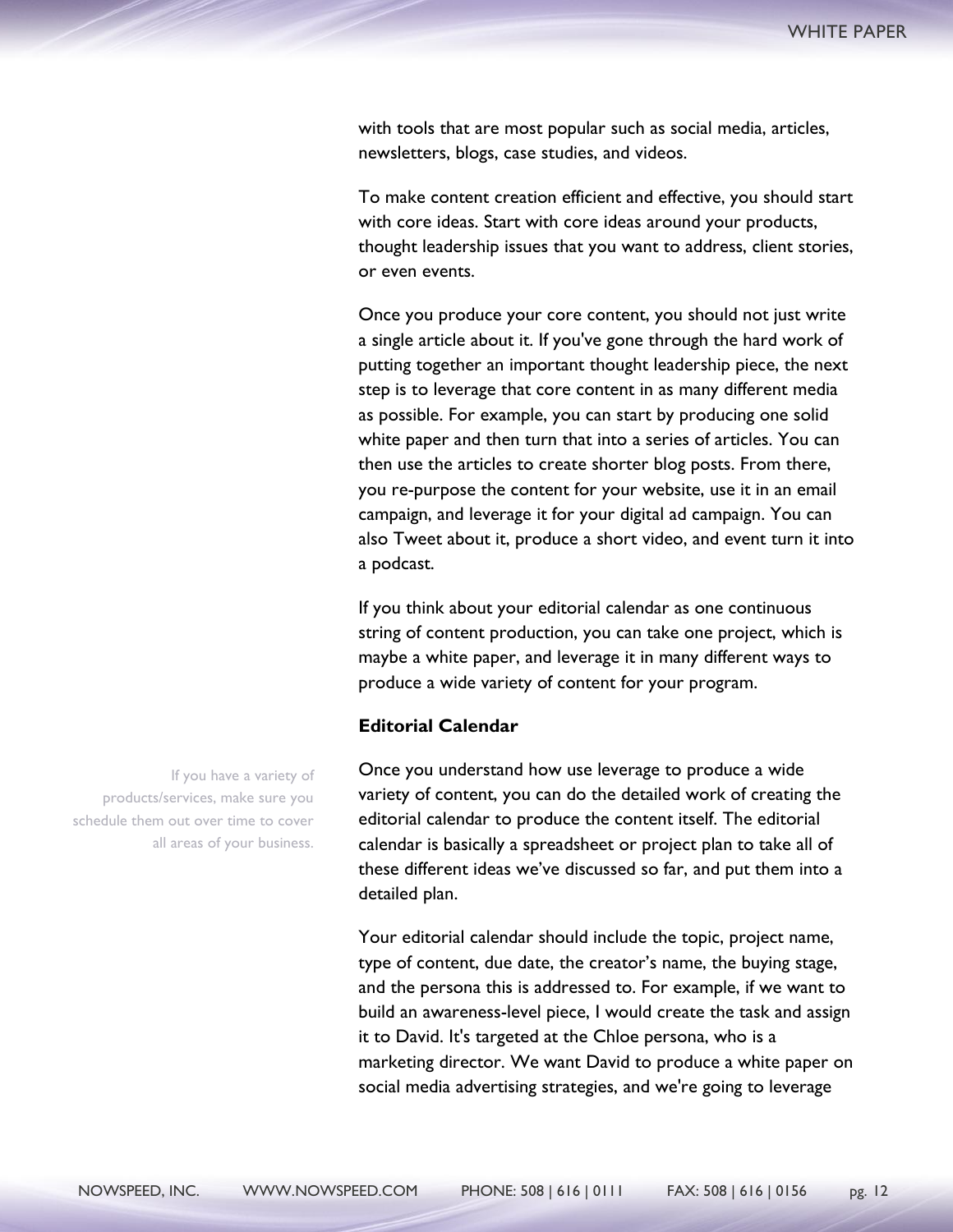with tools that are most popular such as social media, articles, newsletters, blogs, case studies, and videos.

To make content creation efficient and effective, you should start with core ideas. Start with core ideas around your products, thought leadership issues that you want to address, client stories, or even events.

Once you produce your core content, you should not just write a single article about it. If you've gone through the hard work of putting together an important thought leadership piece, the next step is to leverage that core content in as many different media as possible. For example, you can start by producing one solid white paper and then turn that into a series of articles. You can then use the articles to create shorter blog posts. From there, you re-purpose the content for your website, use it in an email campaign, and leverage it for your digital ad campaign. You can also Tweet about it, produce a short video, and event turn it into a podcast.

If you think about your editorial calendar as one continuous string of content production, you can take one project, which is maybe a white paper, and leverage it in many different ways to produce a wide variety of content for your program.

**Editorial Calendar**

If you have a variety of products/services, make sure you schedule them out over time to cover all areas of your business.

Once you understand how use leverage to produce a wide variety of content, you can do the detailed work of creating the editorial calendar to produce the content itself. The editorial calendar is basically a spreadsheet or project plan to take all of these different ideas we've discussed so far, and put them into a detailed plan.

Your editorial calendar should include the topic, project name, type of content, due date, the creator's name, the buying stage, and the persona this is addressed to. For example, if we want to build an awareness-level piece, I would create the task and assign it to David. It's targeted at the Chloe persona, who is a marketing director. We want David to produce a white paper on social media advertising strategies, and we're going to leverage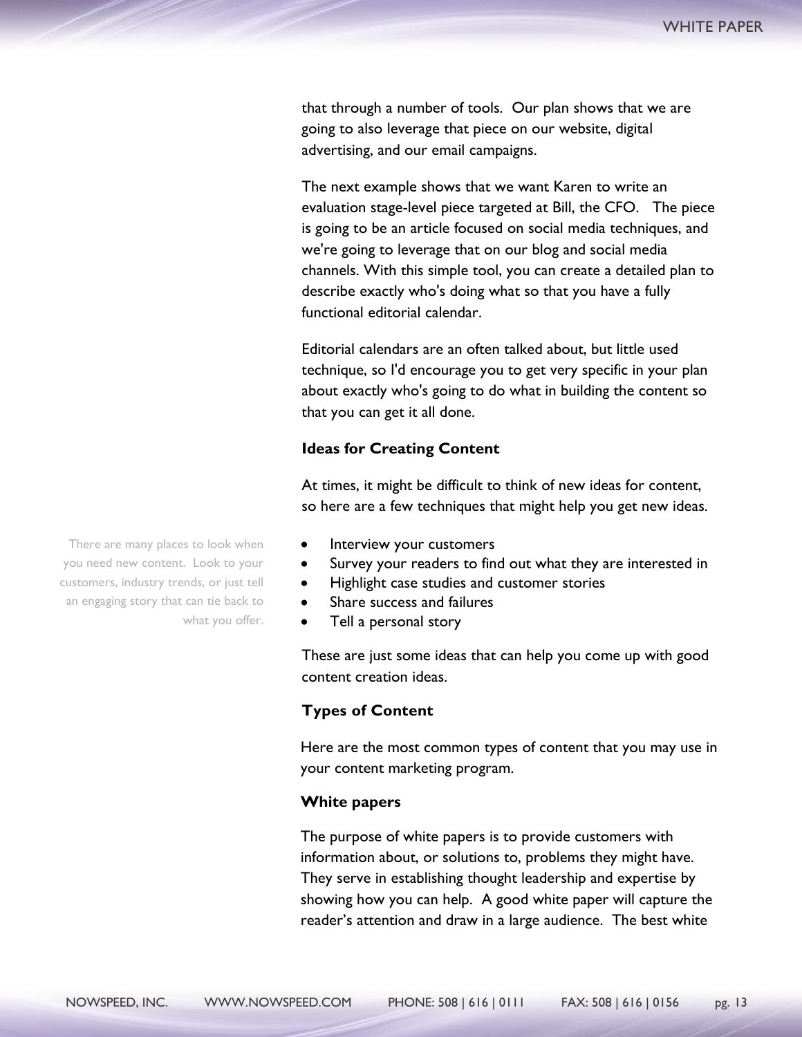that through a number of tools. Our plan shows that we are going to also leverage that piece on our website, digital advertising, and our email campaigns.

The next example shows that we want Karen to write an evaluation stage-level piece targeted at Bill, the CFO. The piece is going to be an article focused on social media techniques, and we're going to leverage that on our blog and social media channels. With this simple tool, you can create a detailed plan to describe exactly who's doing what so that you have a fully functional editorial calendar.

Editorial calendars are an often talked about, but little used technique, so I'd encourage you to get very specific in your plan about exactly who's going to do what in building the content so that you can get it all done.

### Ideas for Creating Content

At times, it might be difficult to think of new ideas for content, so here are a few techniques that might help you get new ideas.

There are many places to look when you need new content. Look to your customers, industry trends, or just tell an engaging story that can tie back to what you offer.

- Interview your customers
- Survey your readers to find out what they are interested in
- Highlight case studies and customer stories
- Share success and failures
- Tell a personal story

These are just some ideas that can help you come up with good content creation ideas.

### Types of Content

Here are the most common types of content that you may use in your content marketing program.

### White papers

The purpose of white papers is to provide customers with information about, or solutions to, problems they might have. They serve in establishing thought leadership and expertise by showing how you can help. A good white paper will capture the reader's attention and draw in a large audience. The best white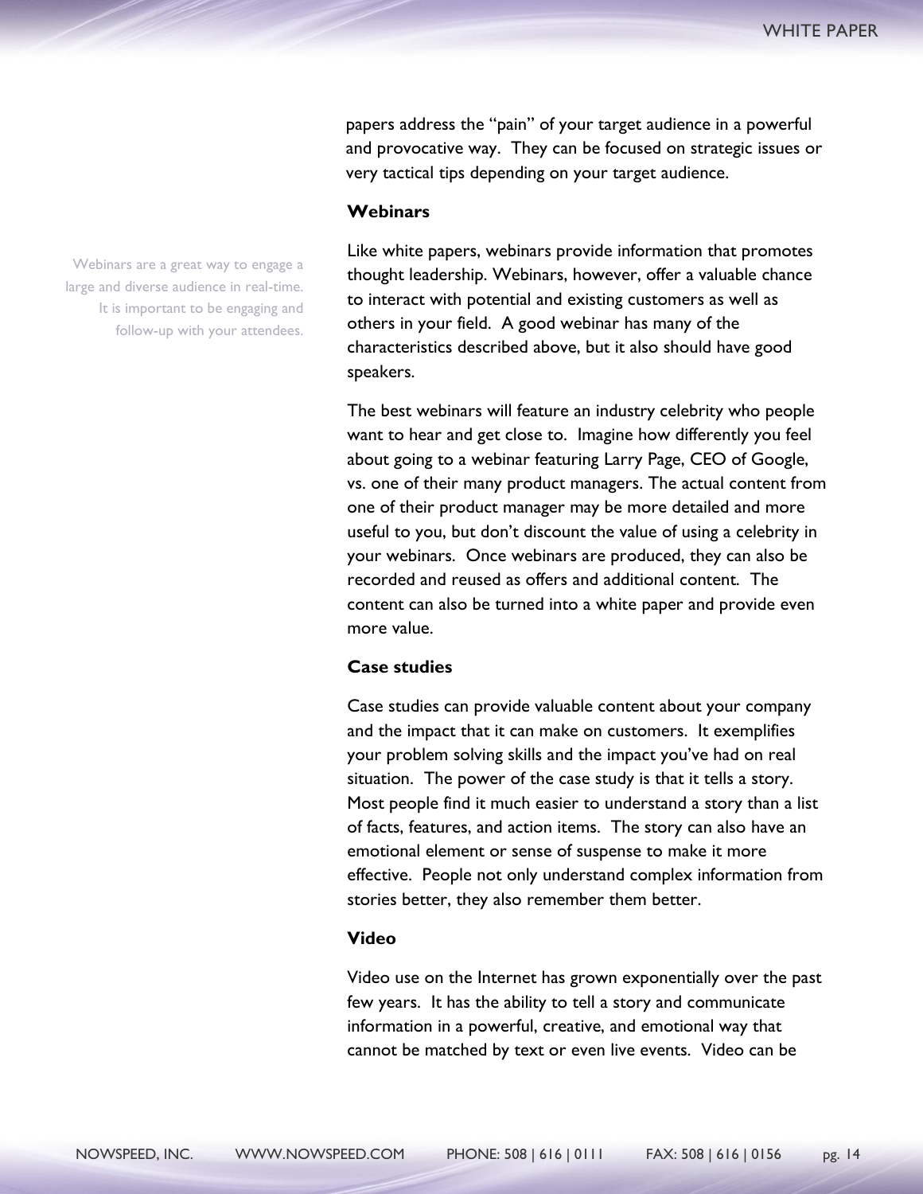papers address the "pain" of your target audience in a powerful and provocative way. They can be focused on strategic issues or very tactical tips depending on your target audience.

### Webinars

Webinars are a great way to engage a large and diverse audience in real-time. It is important to be engaging and follow-up with your attendees.

Like white papers, webinars provide information that promotes thought leadership. Webinars, however, offer a valuable chance to interact with potential and existing customers as well as others in your field. A good webinar has many of the characteristics described above, but it also should have good speakers.

The best webinars will feature an industry celebrity who people want to hear and get close to. Imagine how differently you feel about going to a webinar featuring Larry Page, CEO of Google, vs. one of their many product managers. The actual content from one of their product manager may be more detailed and more useful to you, but don't discount the value of using a celebrity in your webinars. Once webinars are produced, they can also be recorded and reused as offers and additional content. The content can also be turned into a white paper and provide even more value.

### Case studies

Case studies can provide valuable content about your company and the impact that it can make on customers. It exemplifies your problem solving skills and the impact you've had on real situation. The power of the case study is that it tells a story. Most people find it much easier to understand a story than a list of facts, features, and action items. The story can also have an emotional element or sense of suspense to make it more effective. People not only understand complex information from stories better, they also remember them better.

### Video

Video use on the Internet has grown exponentially over the past few years. It has the ability to tell a story and communicate information in a powerful, creative, and emotional way that cannot be matched by text or even live events. Video can be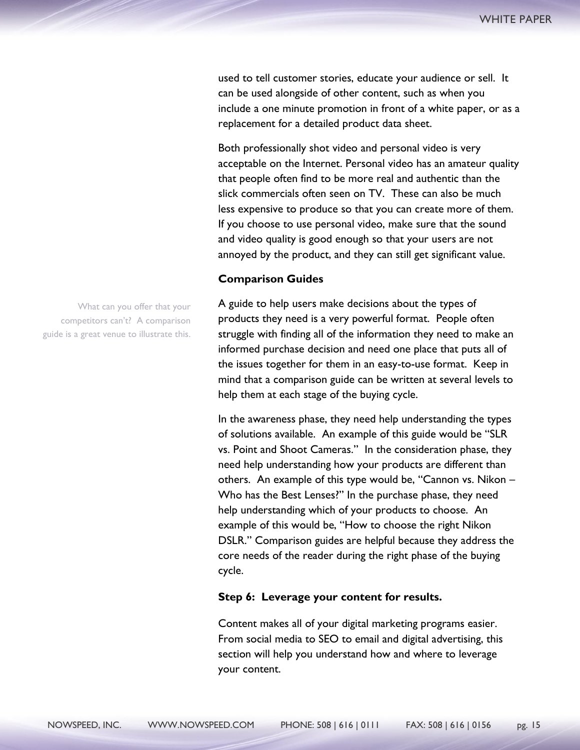used to tell customer stories, educate your audience or sell. It can be used alongside of other content, such as when you include a one minute promotion in front of a white paper, or as a replacement for a detailed product data sheet.

Both professionally shot video and personal video is very acceptable on the Internet. Personal video has an amateur quality that people often find to be more real and authentic than the slick commercials often seen on TV. These can also be much less expensive to produce so that you can create more of them. If you choose to use personal video, make sure that the sound and video quality is good enough so that your users are not annoyed by the product, and they can still get significant value.

**Comparison Guides**

What can you offer that your competitors can't? A comparison guide is a great venue to illustrate this.

A guide to help users make decisions about the types of products they need is a very powerful format. People often struggle with finding all of the information they need to make an informed purchase decision and need one place that puts all of the issues together for them in an easy-to-use format. Keep in mind that a comparison guide can be written at several levels to help them at each stage of the buying cycle.

In the awareness phase, they need help understanding the types of solutions available. An example of this guide would be "SLR vs. Point and Shoot Cameras." In the consideration phase, they need help understanding how your products are different than others. An example of this type would be, "Cannon vs. Nikon – Who has the Best Lenses?" In the purchase phase, they need help understanding which of your products to choose. An example of this would be, "How to choose the right Nikon DSLR." Comparison guides are helpful because they address the core needs of the reader during the right phase of the buying cycle.

**Step 6: Leverage your content for results.**

Content makes all of your digital marketing programs easier. From social media to SEO to email and digital advertising, this section will help you understand how and where to leverage your content.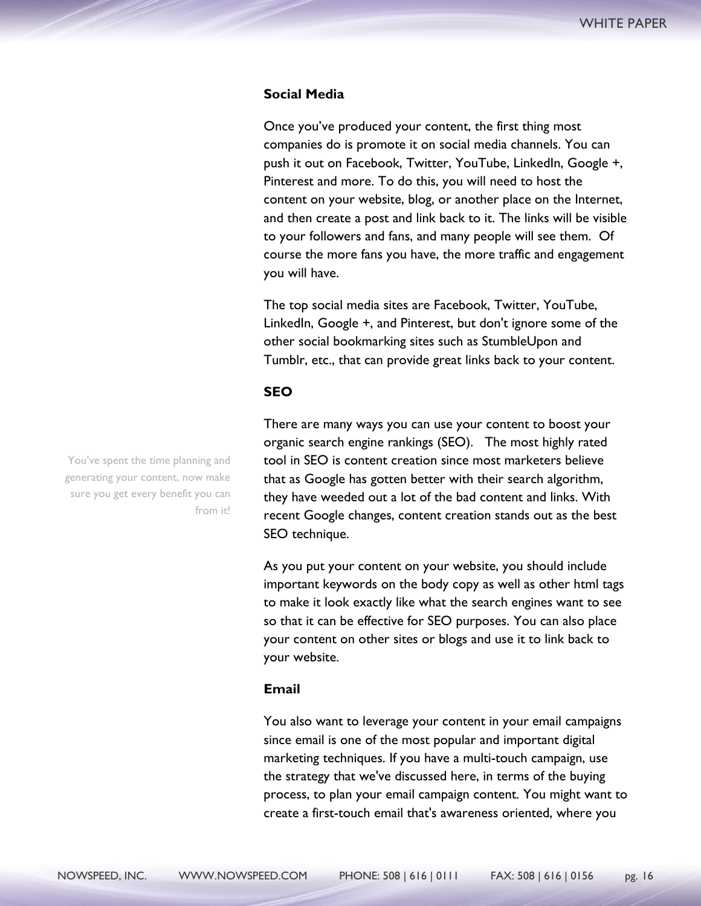### Social Media

Once you've produced your content, the first thing most companies do is promote it on social media channels. You can push it out on Facebook, Twitter, YouTube, LinkedIn, Google +, Pinterest and more. To do this, you will need to host the content on your website, blog, or another place on the Internet, and then create a post and link back to it. The links will be visible to your followers and fans, and many people will see them. Of course the more fans you have, the more traffic and engagement you will have.

The top social media sites are Facebook, Twitter, YouTube, LinkedIn, Google +, and Pinterest, but don't ignore some of the other social bookmarking sites such as StumbleUpon and Tumblr, etc., that can provide great links back to your content.

### SEO

You've spent the time planning and generating your content, now make sure you get every benefit you can from it!

There are many ways you can use your content to boost your organic search engine rankings (SEO). The most highly rated tool in SEO is content creation since most marketers believe that as Google has gotten better with their search algorithm, they have weeded out a lot of the bad content and links. With recent Google changes, content creation stands out as the best SEO technique.

As you put your content on your website, you should include important keywords on the body copy as well as other html tags to make it look exactly like what the search engines want to see so that it can be effective for SEO purposes. You can also place your content on other sites or blogs and use it to link back to your website.

### Email

You also want to leverage your content in your email campaigns since email is one of the most popular and important digital marketing techniques. If you have a multi-touch campaign, use the strategy that we've discussed here, in terms of the buying process, to plan your email campaign content. You might want to create a first-touch email that's awareness oriented, where you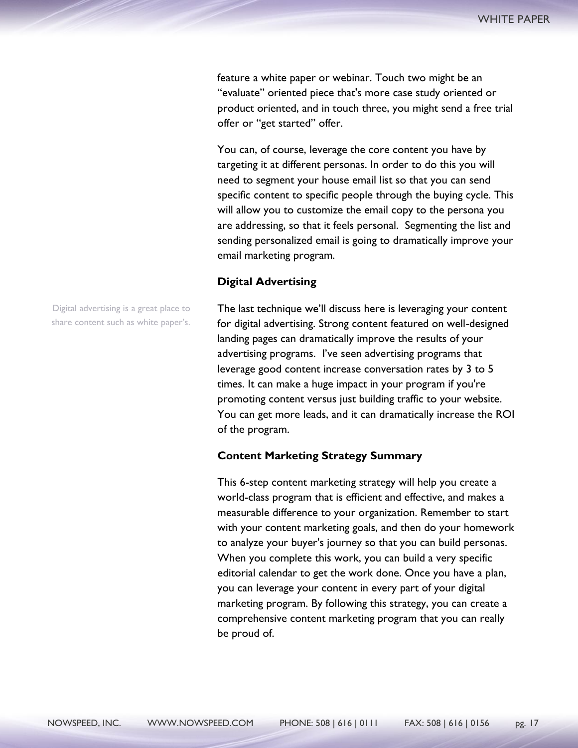feature a white paper or webinar. Touch two might be an "evaluate" oriented piece that's more case study oriented or product oriented, and in touch three, you might send a free trial offer or "get started" offer.

You can, of course, leverage the core content you have by targeting it at different personas. In order to do this you will need to segment your house email list so that you can send specific content to specific people through the buying cycle. This will allow you to customize the email copy to the persona you are addressing, so that it feels personal. Segmenting the list and sending personalized email is going to dramatically improve your email marketing program.

## Digital Advertising

Digital advertising is a great place to share content such as white paper's.

The last technique we'll discuss here is leveraging your content for digital advertising. Strong content featured on well-designed landing pages can dramatically improve the results of your advertising programs. I've seen advertising programs that leverage good content increase conversation rates by 3 to 5 times. It can make a huge impact in your program if you're promoting content versus just building traffic to your website. You can get more leads, and it can dramatically increase the ROI of the program.

## Content Marketing Strategy Summary

This 6-step content marketing strategy will help you create a world-class program that is efficient and effective, and makes a measurable difference to your organization. Remember to start with your content marketing goals, and then do your homework to analyze your buyer's journey so that you can build personas. When you complete this work, you can build a very specific editorial calendar to get the work done. Once you have a plan, you can leverage your content in every part of your digital marketing program. By following this strategy, you can create a comprehensive content marketing program that you can really be proud of.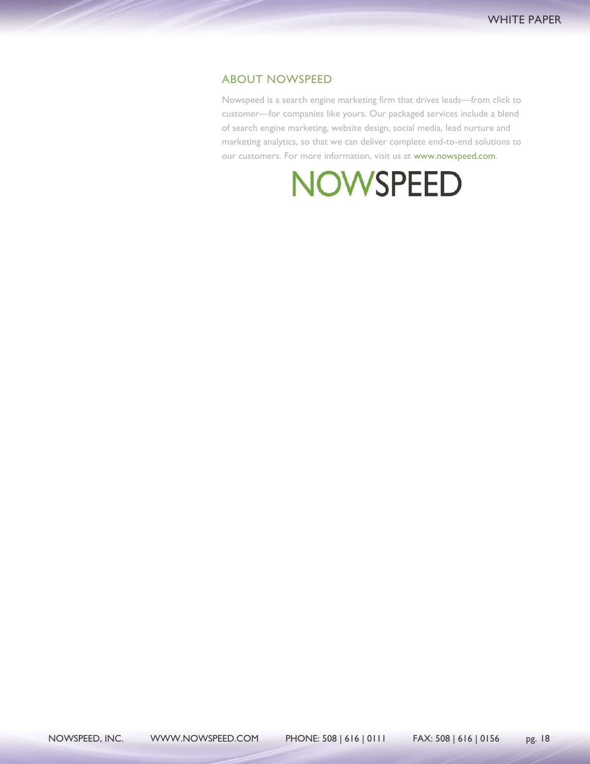## ABOUT NOWSPEED

Nowspeed is a search engine marketing firm that drives leads—from click to customer—for companies like yours. Our packaged services include a blend of search engine marketing, website design, social media, lead nurture and marketing analytics, so that we can deliver complete end-to-end solutions to our customers. For more information, visit us at www.nowspeed.com.

NOWSPEED